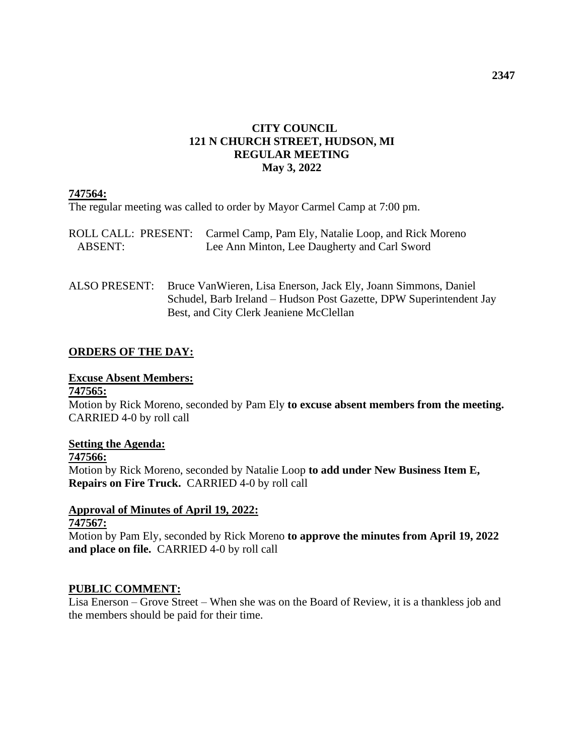# CITY COUNCIL
## 121 N CHURCH STREET, HUDSON, MI
## REGULAR MEETING
## May 3, 2022

**747564:**

The regular meeting was called to order by Mayor Carmel Camp at 7:00 pm.

ROLL CALL: PRESENT: Carmel Camp, Pam Ely, Natalie Loop, and Rick Moreno
ABSENT: Lee Ann Minton, Lee Daugherty and Carl Sword

ALSO PRESENT: Bruce VanWieren, Lisa Enerson, Jack Ely, Joann Simmons, Daniel Schudel, Barb Ireland – Hudson Post Gazette, DPW Superintendent Jay Best, and City Clerk Jeaniene McClellan

## ORDERS OF THE DAY:

### Excuse Absent Members:

**747565:**

Motion by Rick Moreno, seconded by Pam Ely **to excuse absent members from the meeting.** CARRIED 4-0 by roll call

### Setting the Agenda:

**747566:**

Motion by Rick Moreno, seconded by Natalie Loop **to add under New Business Item E, Repairs on Fire Truck.** CARRIED 4-0 by roll call

### Approval of Minutes of April 19, 2022:

**747567:**

Motion by Pam Ely, seconded by Rick Moreno **to approve the minutes from April 19, 2022 and place on file.** CARRIED 4-0 by roll call

## PUBLIC COMMENT:

Lisa Enerson – Grove Street – When she was on the Board of Review, it is a thankless job and the members should be paid for their time.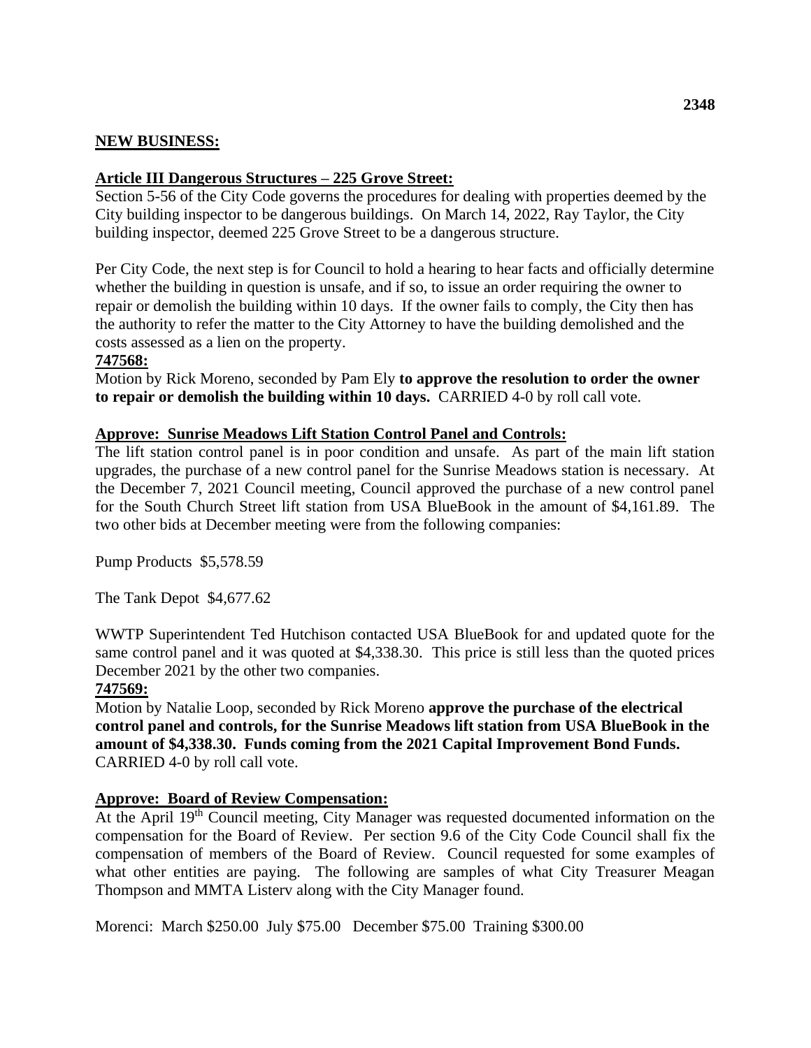**NEW BUSINESS:**

**Article III Dangerous Structures – 225 Grove Street:**

Section 5-56 of the City Code governs the procedures for dealing with properties deemed by the City building inspector to be dangerous buildings. On March 14, 2022, Ray Taylor, the City building inspector, deemed 225 Grove Street to be a dangerous structure.

Per City Code, the next step is for Council to hold a hearing to hear facts and officially determine whether the building in question is unsafe, and if so, to issue an order requiring the owner to repair or demolish the building within 10 days. If the owner fails to comply, the City then has the authority to refer the matter to the City Attorney to have the building demolished and the costs assessed as a lien on the property.

**747568:**

Motion by Rick Moreno, seconded by Pam Ely **to approve the resolution to order the owner to repair or demolish the building within 10 days.** CARRIED 4-0 by roll call vote.

**Approve: Sunrise Meadows Lift Station Control Panel and Controls:**

The lift station control panel is in poor condition and unsafe. As part of the main lift station upgrades, the purchase of a new control panel for the Sunrise Meadows station is necessary. At the December 7, 2021 Council meeting, Council approved the purchase of a new control panel for the South Church Street lift station from USA BlueBook in the amount of $4,161.89. The two other bids at December meeting were from the following companies:

Pump Products $5,578.59

The Tank Depot $4,677.62

WWTP Superintendent Ted Hutchison contacted USA BlueBook for and updated quote for the same control panel and it was quoted at $4,338.30. This price is still less than the quoted prices December 2021 by the other two companies.

**747569:**

Motion by Natalie Loop, seconded by Rick Moreno **approve the purchase of the electrical control panel and controls, for the Sunrise Meadows lift station from USA BlueBook in the amount of $4,338.30. Funds coming from the 2021 Capital Improvement Bond Funds.** CARRIED 4-0 by roll call vote.

**Approve: Board of Review Compensation:**

At the April 19th Council meeting, City Manager was requested documented information on the compensation for the Board of Review. Per section 9.6 of the City Code Council shall fix the compensation of members of the Board of Review. Council requested for some examples of what other entities are paying. The following are samples of what City Treasurer Meagan Thompson and MMTA Listerv along with the City Manager found.

Morenci: March $250.00 July $75.00 December $75.00 Training $300.00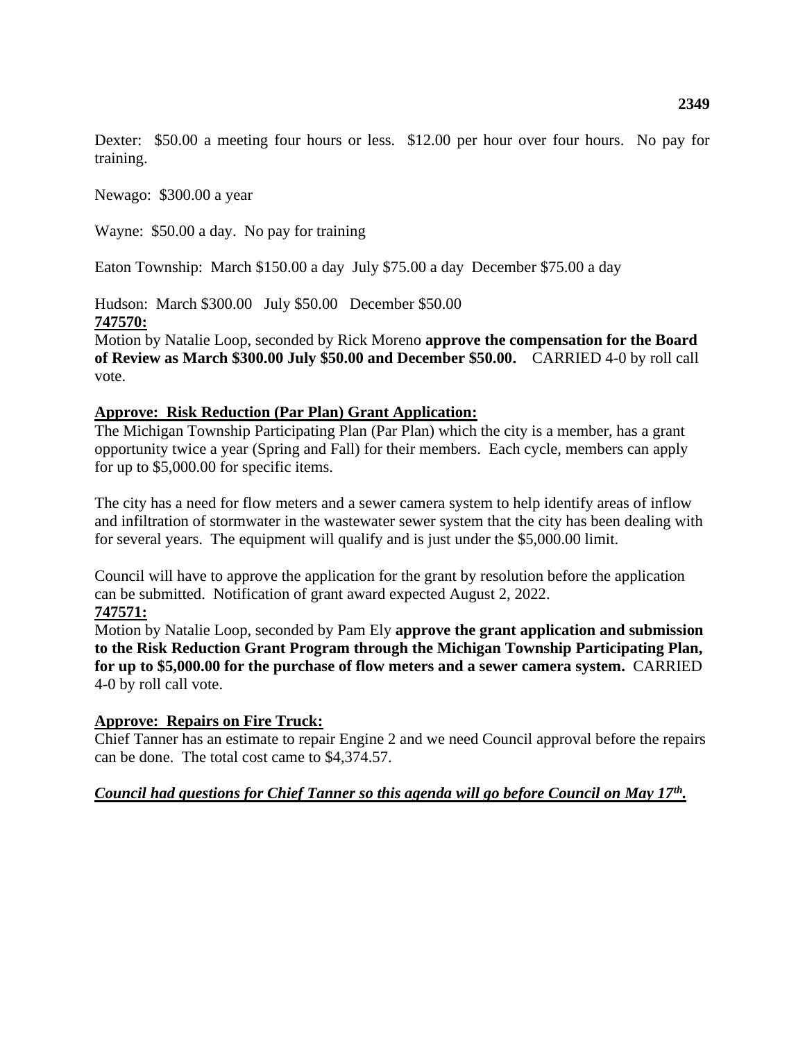Dexter: $50.00 a meeting four hours or less. $12.00 per hour over four hours. No pay for training.

Newago: $300.00 a year

Wayne: $50.00 a day. No pay for training

Eaton Township: March $150.00 a day July $75.00 a day December $75.00 a day

Hudson: March $300.00 July $50.00 December $50.00

**747570:**

Motion by Natalie Loop, seconded by Rick Moreno **approve the compensation for the Board of Review as March $300.00 July $50.00 and December $50.00.** CARRIED 4-0 by roll call vote.

**Approve: Risk Reduction (Par Plan) Grant Application:**

The Michigan Township Participating Plan (Par Plan) which the city is a member, has a grant opportunity twice a year (Spring and Fall) for their members. Each cycle, members can apply for up to $5,000.00 for specific items.

The city has a need for flow meters and a sewer camera system to help identify areas of inflow and infiltration of stormwater in the wastewater sewer system that the city has been dealing with for several years. The equipment will qualify and is just under the $5,000.00 limit.

Council will have to approve the application for the grant by resolution before the application can be submitted. Notification of grant award expected August 2, 2022.

**747571:**

Motion by Natalie Loop, seconded by Pam Ely **approve the grant application and submission to the Risk Reduction Grant Program through the Michigan Township Participating Plan, for up to $5,000.00 for the purchase of flow meters and a sewer camera system.** CARRIED 4-0 by roll call vote.

**Approve: Repairs on Fire Truck:**

Chief Tanner has an estimate to repair Engine 2 and we need Council approval before the repairs can be done. The total cost came to $4,374.57.

***Council had questions for Chief Tanner so this agenda will go before Council on May 17th.***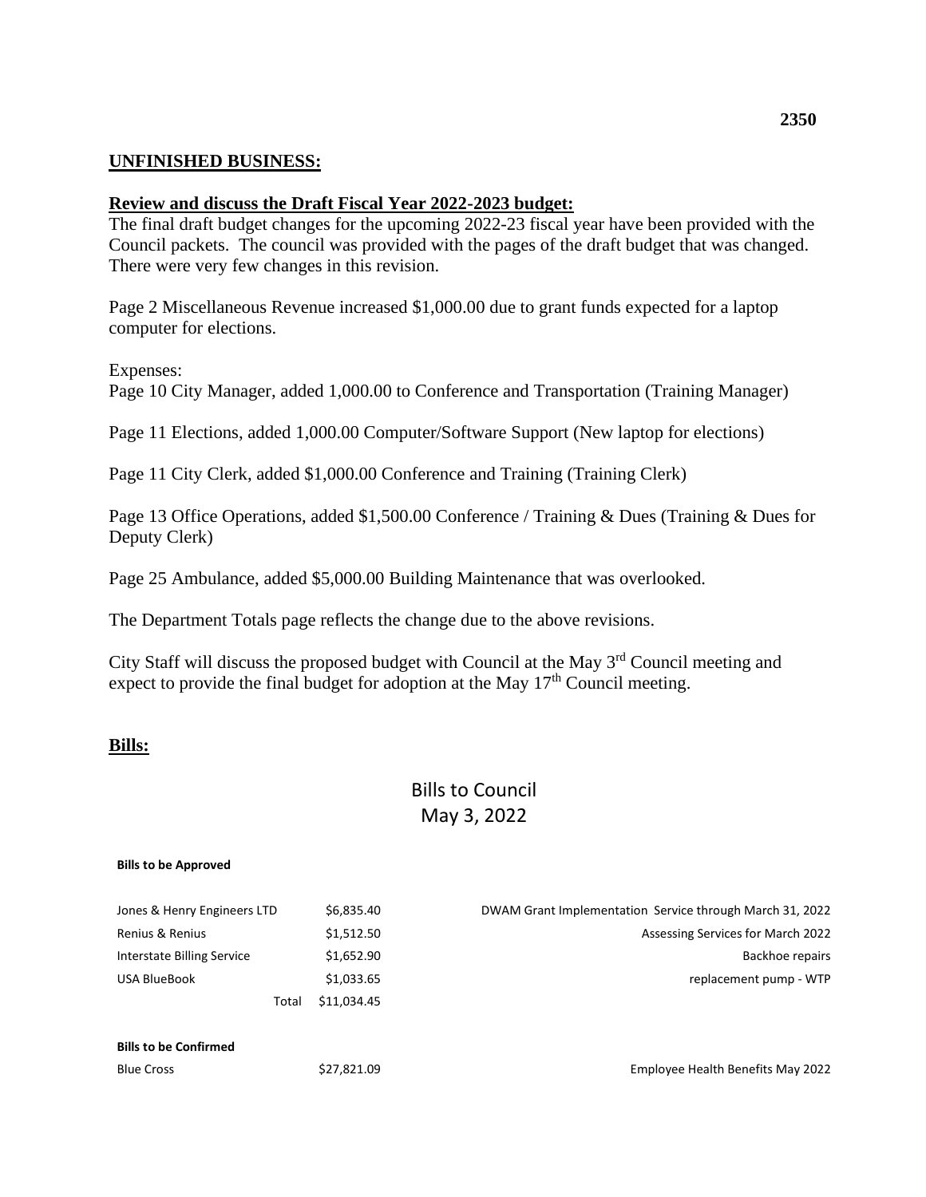## UNFINISHED BUSINESS:

### Review and discuss the Draft Fiscal Year 2022-2023 budget:

The final draft budget changes for the upcoming 2022-23 fiscal year have been provided with the Council packets. The council was provided with the pages of the draft budget that was changed. There were very few changes in this revision.

Page 2 Miscellaneous Revenue increased $1,000.00 due to grant funds expected for a laptop computer for elections.

Expenses:
Page 10 City Manager, added 1,000.00 to Conference and Transportation (Training Manager)

Page 11 Elections, added 1,000.00 Computer/Software Support (New laptop for elections)

Page 11 City Clerk, added $1,000.00 Conference and Training (Training Clerk)

Page 13 Office Operations, added $1,500.00 Conference / Training & Dues (Training & Dues for Deputy Clerk)

Page 25 Ambulance, added $5,000.00 Building Maintenance that was overlooked.

The Department Totals page reflects the change due to the above revisions.

City Staff will discuss the proposed budget with Council at the May 3rd Council meeting and expect to provide the final budget for adoption at the May 17th Council meeting.

## Bills:

Bills to Council
May 3, 2022

**Bills to be Approved**

| | | |
|---|---|---|
| Jones & Henry Engineers LTD | $6,835.40 | DWAM Grant Implementation Service through March 31, 2022 |
| Renius & Renius | $1,512.50 | Assessing Services for March 2022 |
| Interstate Billing Service | $1,652.90 | Backhoe repairs |
| USA BlueBook | $1,033.65 | replacement pump - WTP |
| Total | $11,034.45 | |

**Bills to be Confirmed**

| | | |
|---|---|---|
| Blue Cross | $27,821.09 | Employee Health Benefits May 2022 |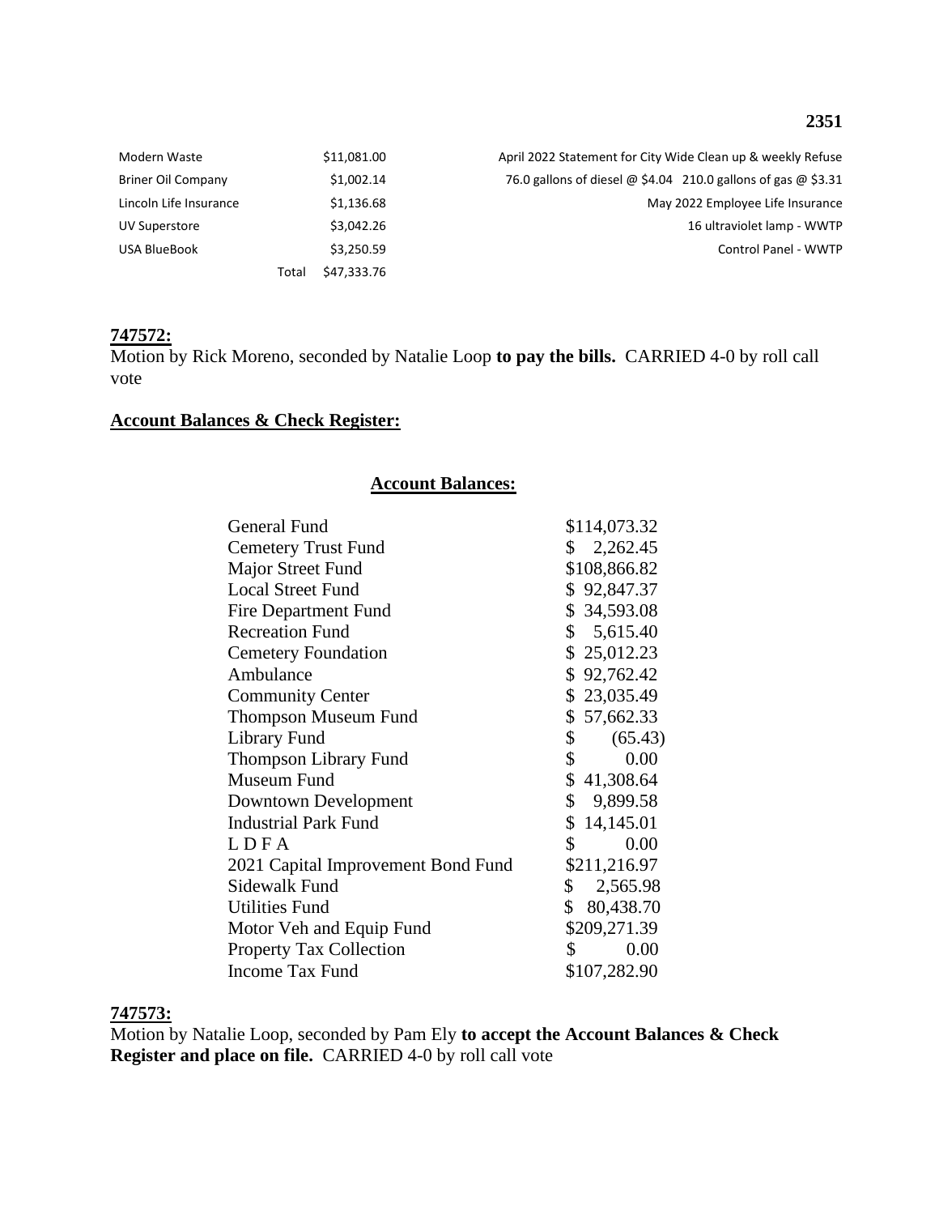| | | |
|---|---|---|
| Modern Waste | $11,081.00 | April 2022 Statement for City Wide Clean up & weekly Refuse |
| Briner Oil Company | $1,002.14 | 76.0 gallons of diesel @ $4.04 210.0 gallons of gas @ $3.31 |
| Lincoln Life Insurance | $1,136.68 | May 2022 Employee Life Insurance |
| UV Superstore | $3,042.26 | 16 ultraviolet lamp - WWTP |
| USA BlueBook | $3,250.59 | Control Panel - WWTP |
| Total | $47,333.76 | |

**747572:**
Motion by Rick Moreno, seconded by Natalie Loop **to pay the bills.** CARRIED 4-0 by roll call vote

**Account Balances & Check Register:**

**Account Balances:**

| | |
|---|---|
| General Fund | $114,073.32 |
| Cemetery Trust Fund | $ 2,262.45 |
| Major Street Fund | $108,866.82 |
| Local Street Fund | $ 92,847.37 |
| Fire Department Fund | $ 34,593.08 |
| Recreation Fund | $ 5,615.40 |
| Cemetery Foundation | $ 25,012.23 |
| Ambulance | $ 92,762.42 |
| Community Center | $ 23,035.49 |
| Thompson Museum Fund | $ 57,662.33 |
| Library Fund | $ (65.43) |
| Thompson Library Fund | $ 0.00 |
| Museum Fund | $ 41,308.64 |
| Downtown Development | $ 9,899.58 |
| Industrial Park Fund | $ 14,145.01 |
| L D F A | $ 0.00 |
| 2021 Capital Improvement Bond Fund | $211,216.97 |
| Sidewalk Fund | $ 2,565.98 |
| Utilities Fund | $ 80,438.70 |
| Motor Veh and Equip Fund | $209,271.39 |
| Property Tax Collection | $ 0.00 |
| Income Tax Fund | $107,282.90 |

**747573:**
Motion by Natalie Loop, seconded by Pam Ely **to accept the Account Balances & Check Register and place on file.** CARRIED 4-0 by roll call vote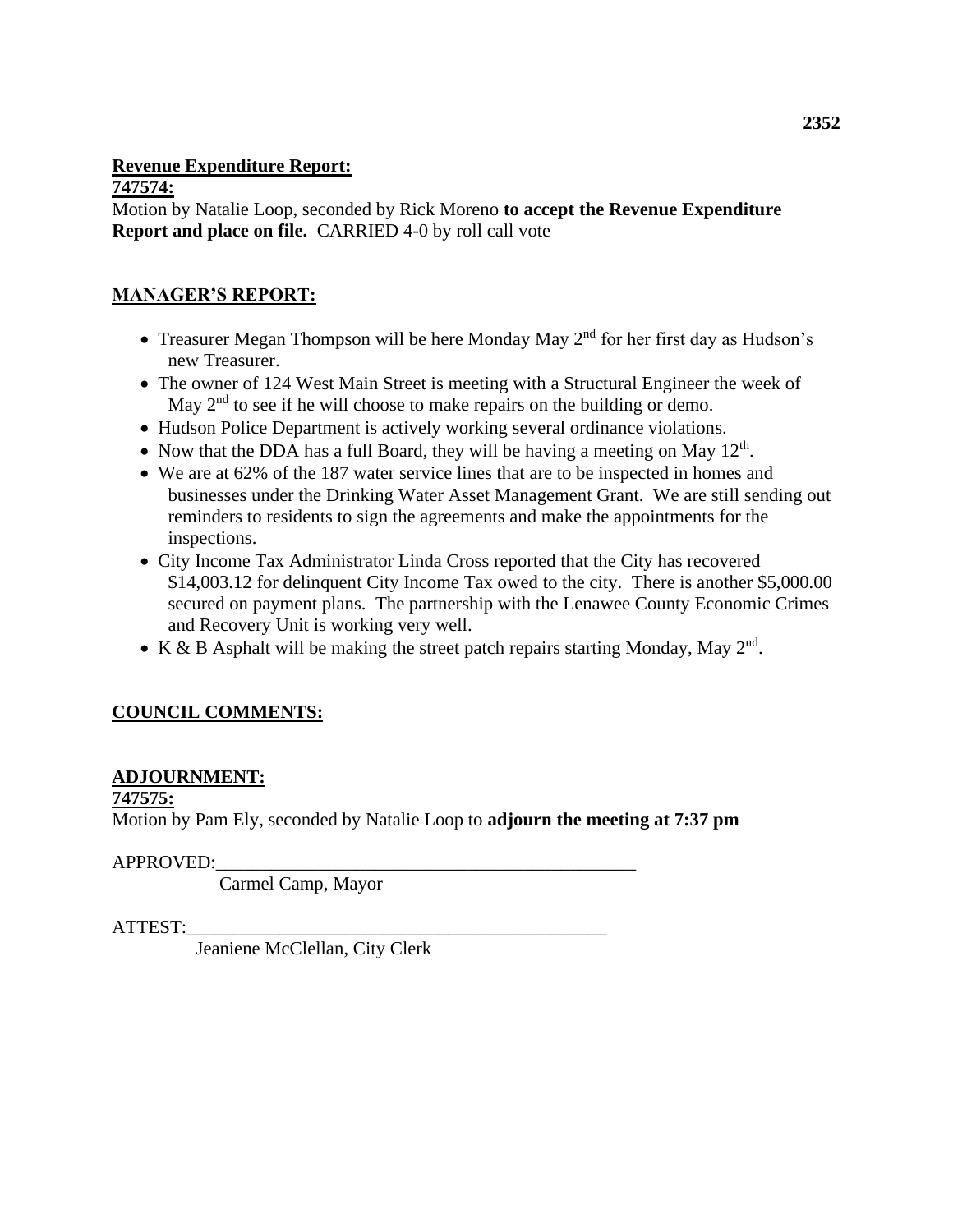**Revenue Expenditure Report:**
**747574:**
Motion by Natalie Loop, seconded by Rick Moreno **to accept the Revenue Expenditure Report and place on file.** CARRIED 4-0 by roll call vote

**MANAGER'S REPORT:**

- Treasurer Megan Thompson will be here Monday May 2nd for her first day as Hudson's new Treasurer.
- The owner of 124 West Main Street is meeting with a Structural Engineer the week of May 2nd to see if he will choose to make repairs on the building or demo.
- Hudson Police Department is actively working several ordinance violations.
- Now that the DDA has a full Board, they will be having a meeting on May 12th.
- We are at 62% of the 187 water service lines that are to be inspected in homes and businesses under the Drinking Water Asset Management Grant. We are still sending out reminders to residents to sign the agreements and make the appointments for the inspections.
- City Income Tax Administrator Linda Cross reported that the City has recovered $14,003.12 for delinquent City Income Tax owed to the city. There is another $5,000.00 secured on payment plans. The partnership with the Lenawee County Economic Crimes and Recovery Unit is working very well.
- K & B Asphalt will be making the street patch repairs starting Monday, May 2nd.

**COUNCIL COMMENTS:**

**ADJOURNMENT:**
**747575:**
Motion by Pam Ely, seconded by Natalie Loop to **adjourn the meeting at 7:37 pm**

APPROVED:_______________________________________________
Carmel Camp, Mayor

ATTEST:_______________________________________________
Jeaniene McClellan, City Clerk